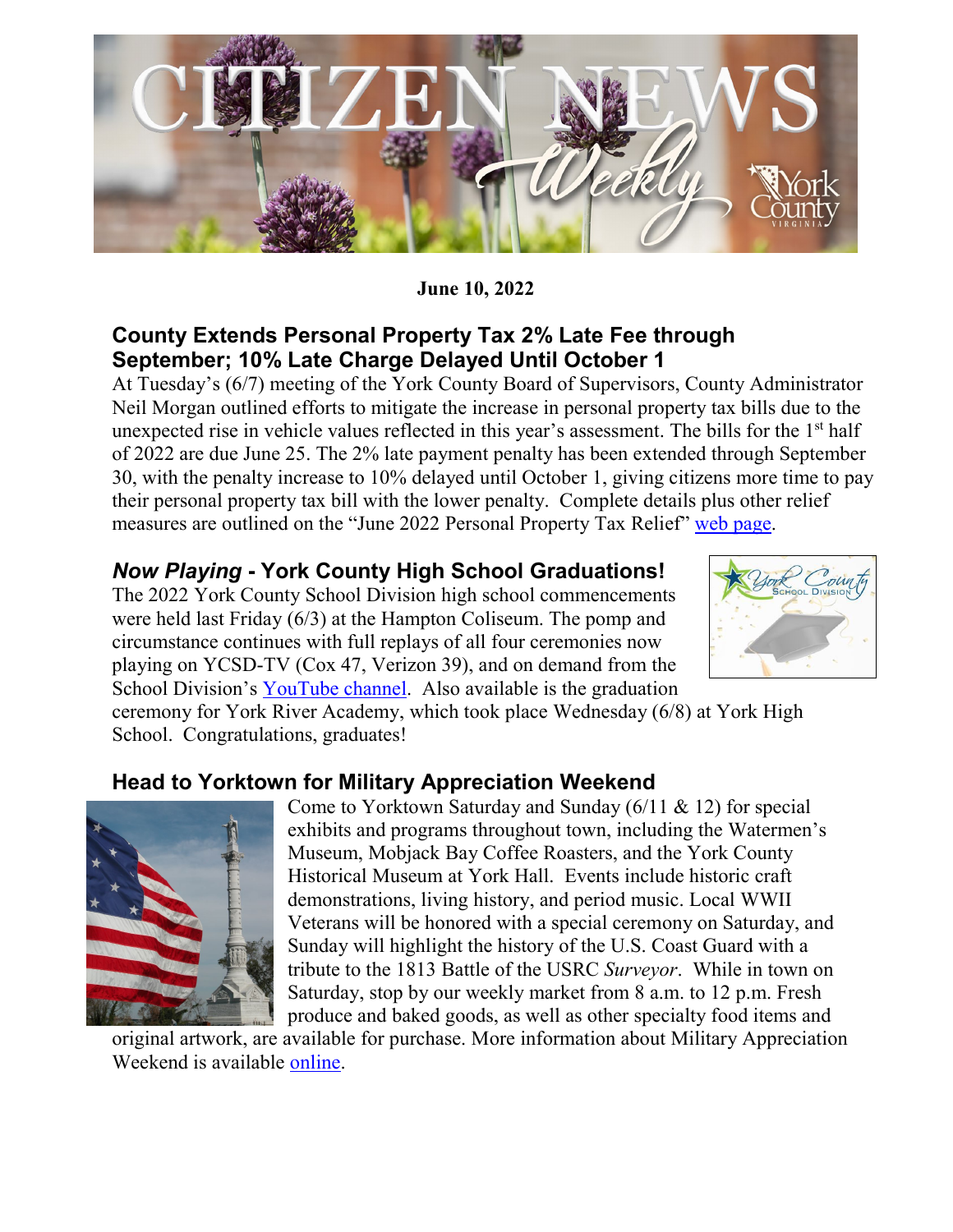# CITIZEN NEWS Weekly

**June 10, 2022**

## County Extends Personal Property Tax 2% Late Fee through September; 10% Late Charge Delayed Until October 1

At Tuesday's (6/7) meeting of the York County Board of Supervisors, County Administrator Neil Morgan outlined efforts to mitigate the increase in personal property tax bills due to the unexpected rise in vehicle values reflected in this year's assessment. The bills for the 1st half of 2022 are due June 25. The 2% late payment penalty has been extended through September 30, with the penalty increase to 10% delayed until October 1, giving citizens more time to pay their personal property tax bill with the lower penalty. Complete details plus other relief measures are outlined on the "June 2022 Personal Property Tax Relief" web page.

## *Now Playing* - York County High School Graduations!

The 2022 York County School Division high school commencements were held last Friday (6/3) at the Hampton Coliseum. The pomp and circumstance continues with full replays of all four ceremonies now playing on YCSD-TV (Cox 47, Verizon 39), and on demand from the School Division's YouTube channel. Also available is the graduation ceremony for York River Academy, which took place Wednesday (6/8) at York High School. Congratulations, graduates!

## Head to Yorktown for Military Appreciation Weekend

Come to Yorktown Saturday and Sunday (6/11 & 12) for special exhibits and programs throughout town, including the Watermen's Museum, Mobjack Bay Coffee Roasters, and the York County Historical Museum at York Hall. Events include historic craft demonstrations, living history, and period music. Local WWII Veterans will be honored with a special ceremony on Saturday, and Sunday will highlight the history of the U.S. Coast Guard with a tribute to the 1813 Battle of the USRC *Surveyor*. While in town on Saturday, stop by our weekly market from 8 a.m. to 12 p.m. Fresh produce and baked goods, as well as other specialty food items and original artwork, are available for purchase. More information about Military Appreciation Weekend is available online.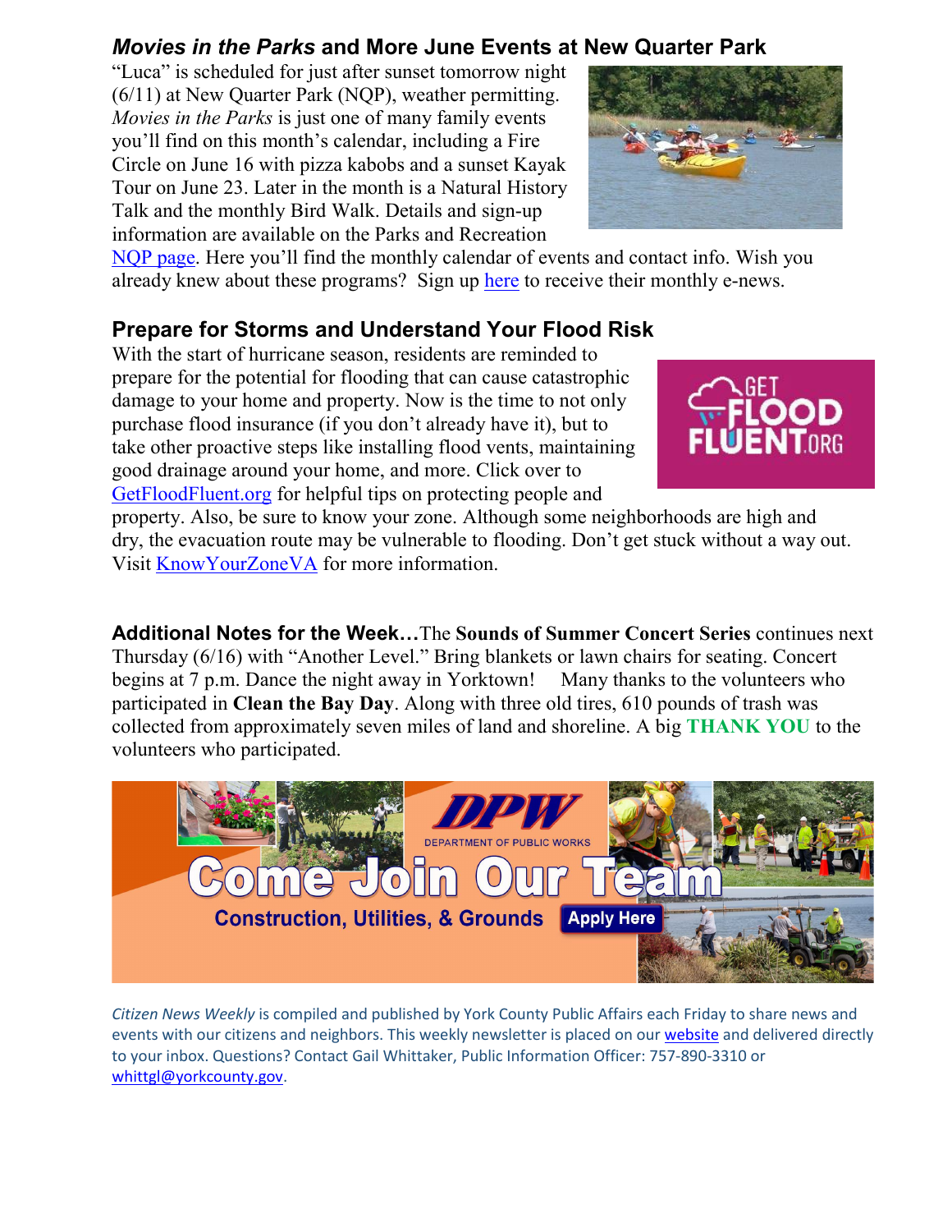## *Movies in the Parks* and More June Events at New Quarter Park

"Luca" is scheduled for just after sunset tomorrow night (6/11) at New Quarter Park (NQP), weather permitting. *Movies in the Parks* is just one of many family events you'll find on this month's calendar, including a Fire Circle on June 16 with pizza kabobs and a sunset Kayak Tour on June 23. Later in the month is a Natural History Talk and the monthly Bird Walk. Details and sign-up information are available on the Parks and Recreation NQP page. Here you'll find the monthly calendar of events and contact info. Wish you already knew about these programs? Sign up here to receive their monthly e-news.

## Prepare for Storms and Understand Your Flood Risk

With the start of hurricane season, residents are reminded to prepare for the potential for flooding that can cause catastrophic damage to your home and property. Now is the time to not only purchase flood insurance (if you don't already have it), but to take other proactive steps like installing flood vents, maintaining good drainage around your home, and more. Click over to GetFloodFluent.org for helpful tips on protecting people and property. Also, be sure to know your zone. Although some neighborhoods are high and dry, the evacuation route may be vulnerable to flooding. Don't get stuck without a way out. Visit KnowYourZoneVA for more information.

**Additional Notes for the Week…**The **Sounds of Summer Concert Series** continues next Thursday (6/16) with "Another Level." Bring blankets or lawn chairs for seating. Concert begins at 7 p.m. Dance the night away in Yorktown! Many thanks to the volunteers who participated in **Clean the Bay Day**. Along with three old tires, 610 pounds of trash was collected from approximately seven miles of land and shoreline. A big **THANK YOU** to the volunteers who participated.

DPW
DEPARTMENT OF PUBLIC WORKS
Come Join Our Team
Construction, Utilities, & Grounds
Apply Here

*Citizen News Weekly* is compiled and published by York County Public Affairs each Friday to share news and events with our citizens and neighbors. This weekly newsletter is placed on our website and delivered directly to your inbox. Questions? Contact Gail Whittaker, Public Information Officer: 757-890-3310 or whittgl@yorkcounty.gov.